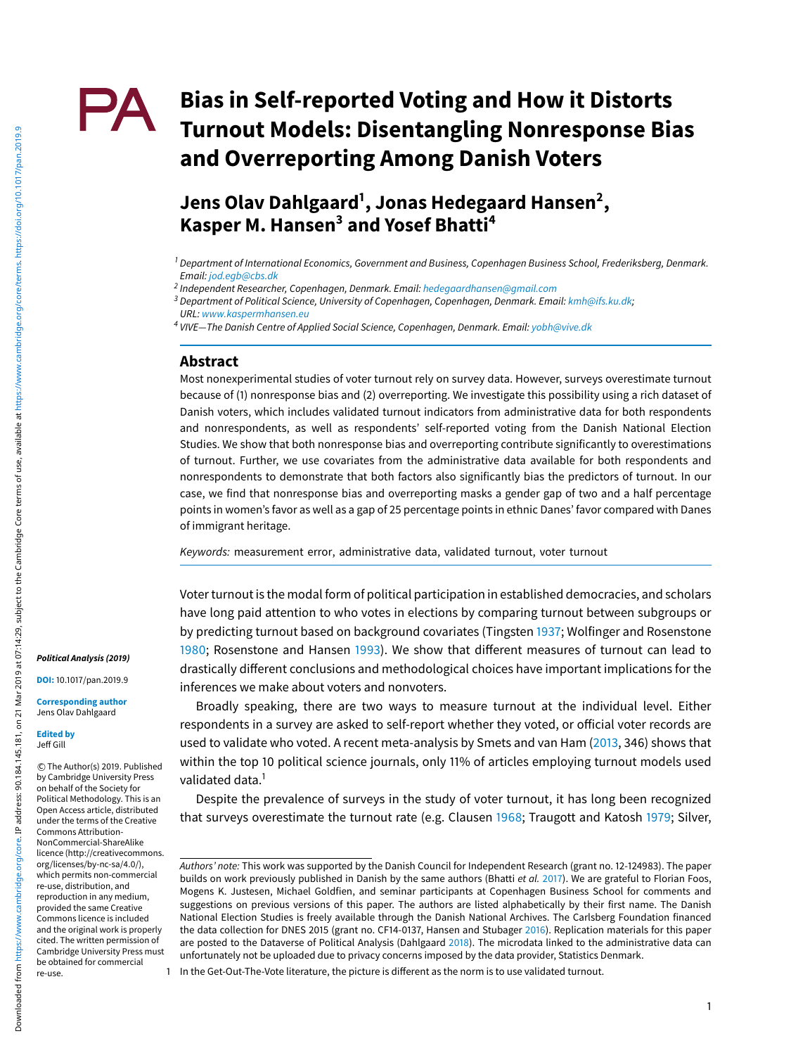# Bias in Self-reported Voting and How it Distorts Turnout Models: Disentangling Nonresponse Bias and Overreporting Among Danish Voters

## Jens Olav Dahlgaard[1], Jonas Hedegaard Hansen[2], Kasper M. Hansen[3] and Yosef Bhatti[4]

[1] *Department of International Economics, Government and Business, Copenhagen Business School, Frederiksberg, Denmark. Email: jod.egb@cbs.dk*

[2] *Independent Researcher, Copenhagen, Denmark. Email: hedegaardhansen@gmail.com*

[3] *Department of Political Science, University of Copenhagen, Copenhagen, Denmark. Email: kmh@ifs.ku.dk; URL: www.kaspermhansen.eu*

[4] *VIVE—The Danish Centre of Applied Social Science, Copenhagen, Denmark. Email: yobh@vive.dk*

## Abstract

Most nonexperimental studies of voter turnout rely on survey data. However, surveys overestimate turnout because of (1) nonresponse bias and (2) overreporting. We investigate this possibility using a rich dataset of Danish voters, which includes validated turnout indicators from administrative data for both respondents and nonrespondents, as well as respondents' self-reported voting from the Danish National Election Studies. We show that both nonresponse bias and overreporting contribute significantly to overestimations of turnout. Further, we use covariates from the administrative data available for both respondents and nonrespondents to demonstrate that both factors also significantly bias the predictors of turnout. In our case, we find that nonresponse bias and overreporting masks a gender gap of two and a half percentage points in women's favor as well as a gap of 25 percentage points in ethnic Danes' favor compared with Danes of immigrant heritage.

*Keywords:* measurement error, administrative data, validated turnout, voter turnout

Voter turnout is the modal form of political participation in established democracies, and scholars have long paid attention to who votes in elections by comparing turnout between subgroups or by predicting turnout based on background covariates (Tingsten 1937; Wolfinger and Rosenstone 1980; Rosenstone and Hansen 1993). We show that different measures of turnout can lead to drastically different conclusions and methodological choices have important implications for the inferences we make about voters and nonvoters.

Broadly speaking, there are two ways to measure turnout at the individual level. Either respondents in a survey are asked to self-report whether they voted, or official voter records are used to validate who voted. A recent meta-analysis by Smets and van Ham (2013, 346) shows that within the top 10 political science journals, only 11% of articles employing turnout models used validated data.[1]

Despite the prevalence of surveys in the study of voter turnout, it has long been recognized that surveys overestimate the turnout rate (e.g. Clausen 1968; Traugott and Katosh 1979; Silver,

**Political Analysis (2019)**

**DOI:** 10.1017/pan.2019.9

**Corresponding author**
Jens Olav Dahlgaard

**Edited by**
Jeff Gill

© The Author(s) 2019. Published by Cambridge University Press on behalf of the Society for Political Methodology. This is an Open Access article, distributed under the terms of the Creative Commons Attribution-NonCommercial-ShareAlike licence (http://creativecommons.org/licenses/by-nc-sa/4.0/), which permits non-commercial re-use, distribution, and reproduction in any medium, provided the same Creative Commons licence is included and the original work is properly cited. The written permission of Cambridge University Press must be obtained for commercial re-use.

*Authors' note:* This work was supported by the Danish Council for Independent Research (grant no. 12-124983). The paper builds on work previously published in Danish by the same authors (Bhatti *et al.* 2017). We are grateful to Florian Foos, Mogens K. Justesen, Michael Goldfien, and seminar participants at Copenhagen Business School for comments and suggestions on previous versions of this paper. The authors are listed alphabetically by their first name. The Danish National Election Studies is freely available through the Danish National Archives. The Carlsberg Foundation financed the data collection for DNES 2015 (grant no. CF14-0137, Hansen and Stubager 2016). Replication materials for this paper are posted to the Dataverse of Political Analysis (Dahlgaard 2018). The microdata linked to the administrative data can unfortunately not be uploaded due to privacy concerns imposed by the data provider, Statistics Denmark.

1 In the Get-Out-The-Vote literature, the picture is different as the norm is to use validated turnout.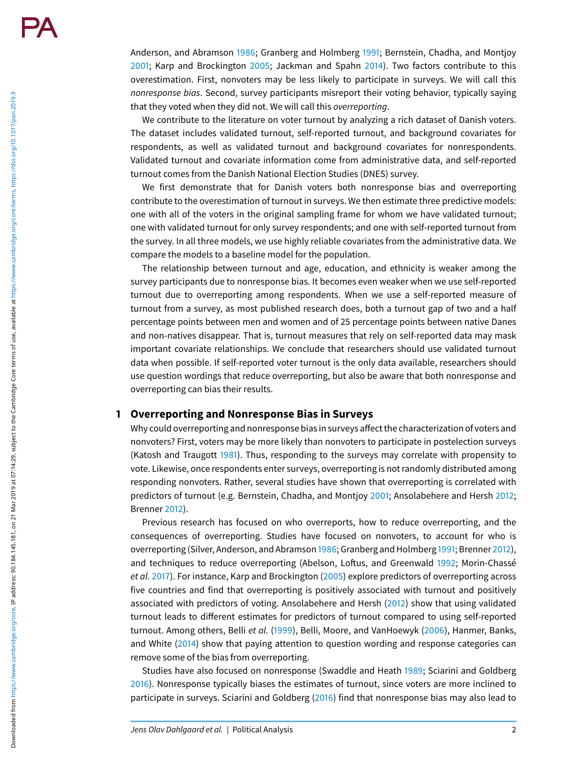Anderson, and Abramson 1986; Granberg and Holmberg 1991; Bernstein, Chadha, and Montjoy 2001; Karp and Brockington 2005; Jackman and Spahn 2014). Two factors contribute to this overestimation. First, nonvoters may be less likely to participate in surveys. We will call this *nonresponse bias*. Second, survey participants misreport their voting behavior, typically saying that they voted when they did not. We will call this *overreporting*.

We contribute to the literature on voter turnout by analyzing a rich dataset of Danish voters. The dataset includes validated turnout, self-reported turnout, and background covariates for respondents, as well as validated turnout and background covariates for nonrespondents. Validated turnout and covariate information come from administrative data, and self-reported turnout comes from the Danish National Election Studies (DNES) survey.

We first demonstrate that for Danish voters both nonresponse bias and overreporting contribute to the overestimation of turnout in surveys. We then estimate three predictive models: one with all of the voters in the original sampling frame for whom we have validated turnout; one with validated turnout for only survey respondents; and one with self-reported turnout from the survey. In all three models, we use highly reliable covariates from the administrative data. We compare the models to a baseline model for the population.

The relationship between turnout and age, education, and ethnicity is weaker among the survey participants due to nonresponse bias. It becomes even weaker when we use self-reported turnout due to overreporting among respondents. When we use a self-reported measure of turnout from a survey, as most published research does, both a turnout gap of two and a half percentage points between men and women and of 25 percentage points between native Danes and non-natives disappear. That is, turnout measures that rely on self-reported data may mask important covariate relationships. We conclude that researchers should use validated turnout data when possible. If self-reported voter turnout is the only data available, researchers should use question wordings that reduce overreporting, but also be aware that both nonresponse and overreporting can bias their results.

## 1 Overreporting and Nonresponse Bias in Surveys

Why could overreporting and nonresponse bias in surveys affect the characterization of voters and nonvoters? First, voters may be more likely than nonvoters to participate in postelection surveys (Katosh and Traugott 1981). Thus, responding to the surveys may correlate with propensity to vote. Likewise, once respondents enter surveys, overreporting is not randomly distributed among responding nonvoters. Rather, several studies have shown that overreporting is correlated with predictors of turnout (e.g. Bernstein, Chadha, and Montjoy 2001; Ansolabehere and Hersh 2012; Brenner 2012).

Previous research has focused on who overreports, how to reduce overreporting, and the consequences of overreporting. Studies have focused on nonvoters, to account for who is overreporting (Silver, Anderson, and Abramson 1986; Granberg and Holmberg 1991; Brenner 2012), and techniques to reduce overreporting (Abelson, Loftus, and Greenwald 1992; Morin-Chassé *et al.* 2017). For instance, Karp and Brockington (2005) explore predictors of overreporting across five countries and find that overreporting is positively associated with turnout and positively associated with predictors of voting. Ansolabehere and Hersh (2012) show that using validated turnout leads to different estimates for predictors of turnout compared to using self-reported turnout. Among others, Belli *et al.* (1999), Belli, Moore, and VanHoewyk (2006), Hanmer, Banks, and White (2014) show that paying attention to question wording and response categories can remove some of the bias from overreporting.

Studies have also focused on nonresponse (Swaddle and Heath 1989; Sciarini and Goldberg 2016). Nonresponse typically biases the estimates of turnout, since voters are more inclined to participate in surveys. Sciarini and Goldberg (2016) find that nonresponse bias may also lead to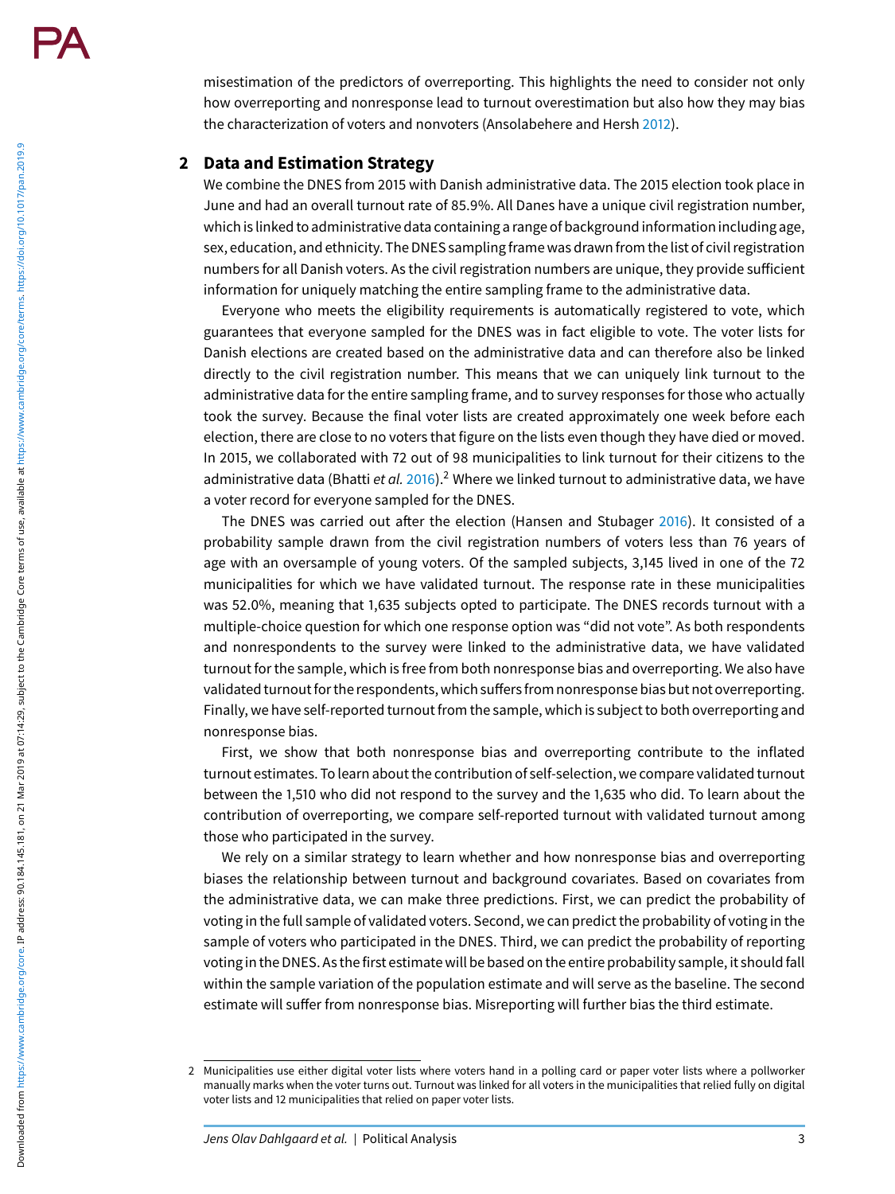misestimation of the predictors of overreporting. This highlights the need to consider not only how overreporting and nonresponse lead to turnout overestimation but also how they may bias the characterization of voters and nonvoters (Ansolabehere and Hersh 2012).

## 2 Data and Estimation Strategy

We combine the DNES from 2015 with Danish administrative data. The 2015 election took place in June and had an overall turnout rate of 85.9%. All Danes have a unique civil registration number, which is linked to administrative data containing a range of background information including age, sex, education, and ethnicity. The DNES sampling frame was drawn from the list of civil registration numbers for all Danish voters. As the civil registration numbers are unique, they provide sufficient information for uniquely matching the entire sampling frame to the administrative data.

Everyone who meets the eligibility requirements is automatically registered to vote, which guarantees that everyone sampled for the DNES was in fact eligible to vote. The voter lists for Danish elections are created based on the administrative data and can therefore also be linked directly to the civil registration number. This means that we can uniquely link turnout to the administrative data for the entire sampling frame, and to survey responses for those who actually took the survey. Because the final voter lists are created approximately one week before each election, there are close to no voters that figure on the lists even though they have died or moved. In 2015, we collaborated with 72 out of 98 municipalities to link turnout for their citizens to the administrative data (Bhatti *et al.* 2016).[2] Where we linked turnout to administrative data, we have a voter record for everyone sampled for the DNES.

The DNES was carried out after the election (Hansen and Stubager 2016). It consisted of a probability sample drawn from the civil registration numbers of voters less than 76 years of age with an oversample of young voters. Of the sampled subjects, 3,145 lived in one of the 72 municipalities for which we have validated turnout. The response rate in these municipalities was 52.0%, meaning that 1,635 subjects opted to participate. The DNES records turnout with a multiple-choice question for which one response option was "did not vote". As both respondents and nonrespondents to the survey were linked to the administrative data, we have validated turnout for the sample, which is free from both nonresponse bias and overreporting. We also have validated turnout for the respondents, which suffers from nonresponse bias but not overreporting. Finally, we have self-reported turnout from the sample, which is subject to both overreporting and nonresponse bias.

First, we show that both nonresponse bias and overreporting contribute to the inflated turnout estimates. To learn about the contribution of self-selection, we compare validated turnout between the 1,510 who did not respond to the survey and the 1,635 who did. To learn about the contribution of overreporting, we compare self-reported turnout with validated turnout among those who participated in the survey.

We rely on a similar strategy to learn whether and how nonresponse bias and overreporting biases the relationship between turnout and background covariates. Based on covariates from the administrative data, we can make three predictions. First, we can predict the probability of voting in the full sample of validated voters. Second, we can predict the probability of voting in the sample of voters who participated in the DNES. Third, we can predict the probability of reporting voting in the DNES. As the first estimate will be based on the entire probability sample, it should fall within the sample variation of the population estimate and will serve as the baseline. The second estimate will suffer from nonresponse bias. Misreporting will further bias the third estimate.

---

2 Municipalities use either digital voter lists where voters hand in a polling card or paper voter lists where a pollworker manually marks when the voter turns out. Turnout was linked for all voters in the municipalities that relied fully on digital voter lists and 12 municipalities that relied on paper voter lists.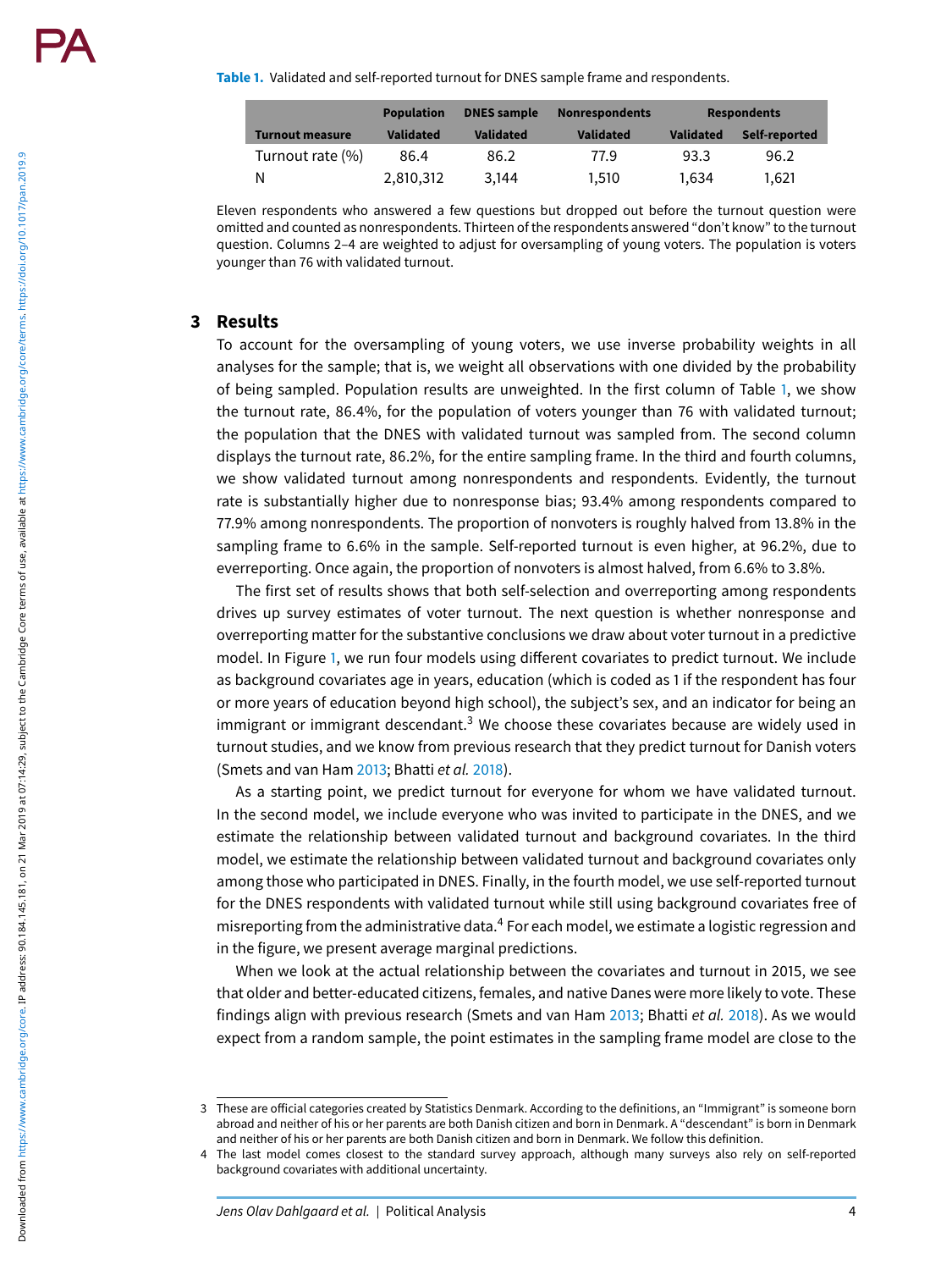**Table 1.** Validated and self-reported turnout for DNES sample frame and respondents.

| Turnout measure | Population Validated | DNES sample Validated | Nonrespondents Validated | Respondents Validated | Respondents Self-reported |
|---|---|---|---|---|---|
| Turnout rate (%) | 86.4 | 86.2 | 77.9 | 93.3 | 96.2 |
| N | 2,810,312 | 3,144 | 1,510 | 1,634 | 1,621 |

Eleven respondents who answered a few questions but dropped out before the turnout question were omitted and counted as nonrespondents. Thirteen of the respondents answered "don't know" to the turnout question. Columns 2–4 are weighted to adjust for oversampling of young voters. The population is voters younger than 76 with validated turnout.

## 3 Results

To account for the oversampling of young voters, we use inverse probability weights in all analyses for the sample; that is, we weight all observations with one divided by the probability of being sampled. Population results are unweighted. In the first column of Table 1, we show the turnout rate, 86.4%, for the population of voters younger than 76 with validated turnout; the population that the DNES with validated turnout was sampled from. The second column displays the turnout rate, 86.2%, for the entire sampling frame. In the third and fourth columns, we show validated turnout among nonrespondents and respondents. Evidently, the turnout rate is substantially higher due to nonresponse bias; 93.4% among respondents compared to 77.9% among nonrespondents. The proportion of nonvoters is roughly halved from 13.8% in the sampling frame to 6.6% in the sample. Self-reported turnout is even higher, at 96.2%, due to everreporting. Once again, the proportion of nonvoters is almost halved, from 6.6% to 3.8%.

The first set of results shows that both self-selection and overreporting among respondents drives up survey estimates of voter turnout. The next question is whether nonresponse and overreporting matter for the substantive conclusions we draw about voter turnout in a predictive model. In Figure 1, we run four models using different covariates to predict turnout. We include as background covariates age in years, education (which is coded as 1 if the respondent has four or more years of education beyond high school), the subject's sex, and an indicator for being an immigrant or immigrant descendant.[3] We choose these covariates because are widely used in turnout studies, and we know from previous research that they predict turnout for Danish voters (Smets and van Ham 2013; Bhatti *et al.* 2018).

As a starting point, we predict turnout for everyone for whom we have validated turnout. In the second model, we include everyone who was invited to participate in the DNES, and we estimate the relationship between validated turnout and background covariates. In the third model, we estimate the relationship between validated turnout and background covariates only among those who participated in DNES. Finally, in the fourth model, we use self-reported turnout for the DNES respondents with validated turnout while still using background covariates free of misreporting from the administrative data.[4] For each model, we estimate a logistic regression and in the figure, we present average marginal predictions.

When we look at the actual relationship between the covariates and turnout in 2015, we see that older and better-educated citizens, females, and native Danes were more likely to vote. These findings align with previous research (Smets and van Ham 2013; Bhatti *et al.* 2018). As we would expect from a random sample, the point estimates in the sampling frame model are close to the

---

3 These are official categories created by Statistics Denmark. According to the definitions, an "Immigrant" is someone born abroad and neither of his or her parents are both Danish citizen and born in Denmark. A "descendant" is born in Denmark and neither of his or her parents are both Danish citizen and born in Denmark. We follow this definition.

4 The last model comes closest to the standard survey approach, although many surveys also rely on self-reported background covariates with additional uncertainty.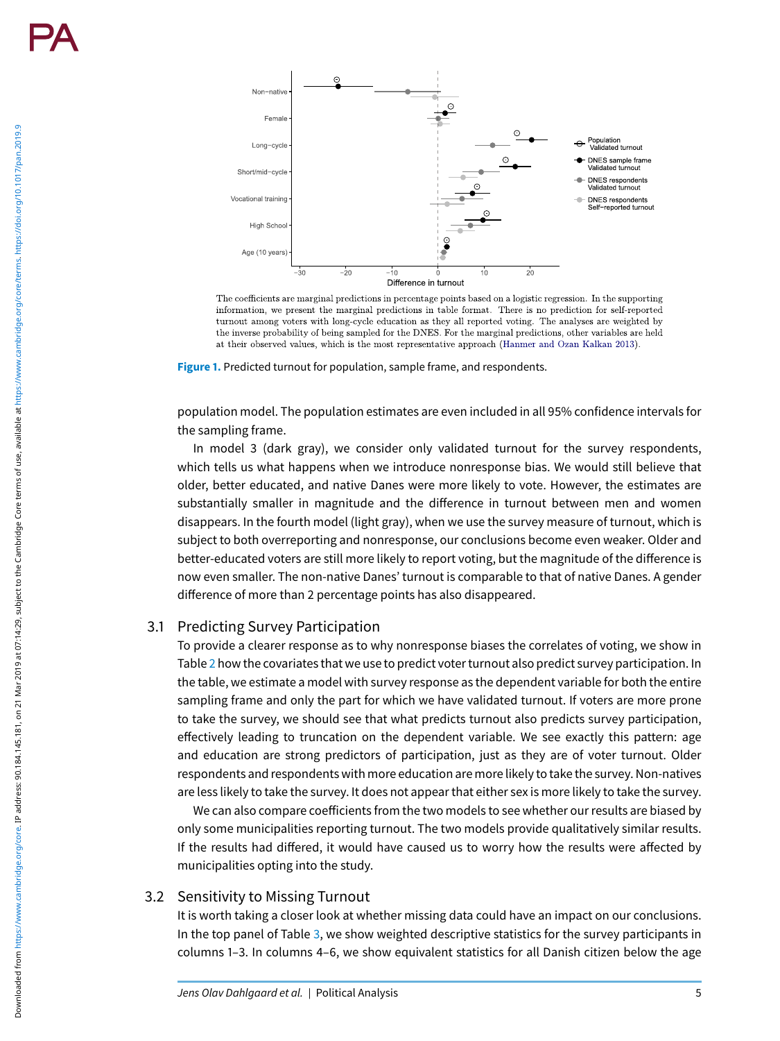The coefficients are marginal predictions in percentage points based on a logistic regression. In the supporting information, we present the marginal predictions in table format. There is no prediction for self-reported turnout among voters with long-cycle education as they all reported voting. The analyses are weighted by the inverse probability of being sampled for the DNES. For the marginal predictions, other variables are held at their observed values, which is the most representative approach (Hanmer and Ozan Kalkan 2013).

**Figure 1.** Predicted turnout for population, sample frame, and respondents.

population model. The population estimates are even included in all 95% confidence intervals for the sampling frame.

In model 3 (dark gray), we consider only validated turnout for the survey respondents, which tells us what happens when we introduce nonresponse bias. We would still believe that older, better educated, and native Danes were more likely to vote. However, the estimates are substantially smaller in magnitude and the difference in turnout between men and women disappears. In the fourth model (light gray), when we use the survey measure of turnout, which is subject to both overreporting and nonresponse, our conclusions become even weaker. Older and better-educated voters are still more likely to report voting, but the magnitude of the difference is now even smaller. The non-native Danes' turnout is comparable to that of native Danes. A gender difference of more than 2 percentage points has also disappeared.

## 3.1 Predicting Survey Participation

To provide a clearer response as to why nonresponse biases the correlates of voting, we show in Table 2 how the covariates that we use to predict voter turnout also predict survey participation. In the table, we estimate a model with survey response as the dependent variable for both the entire sampling frame and only the part for which we have validated turnout. If voters are more prone to take the survey, we should see that what predicts turnout also predicts survey participation, effectively leading to truncation on the dependent variable. We see exactly this pattern: age and education are strong predictors of participation, just as they are of voter turnout. Older respondents and respondents with more education are more likely to take the survey. Non-natives are less likely to take the survey. It does not appear that either sex is more likely to take the survey.

We can also compare coefficients from the two models to see whether our results are biased by only some municipalities reporting turnout. The two models provide qualitatively similar results. If the results had differed, it would have caused us to worry how the results were affected by municipalities opting into the study.

## 3.2 Sensitivity to Missing Turnout

It is worth taking a closer look at whether missing data could have an impact on our conclusions. In the top panel of Table 3, we show weighted descriptive statistics for the survey participants in columns 1–3. In columns 4–6, we show equivalent statistics for all Danish citizen below the age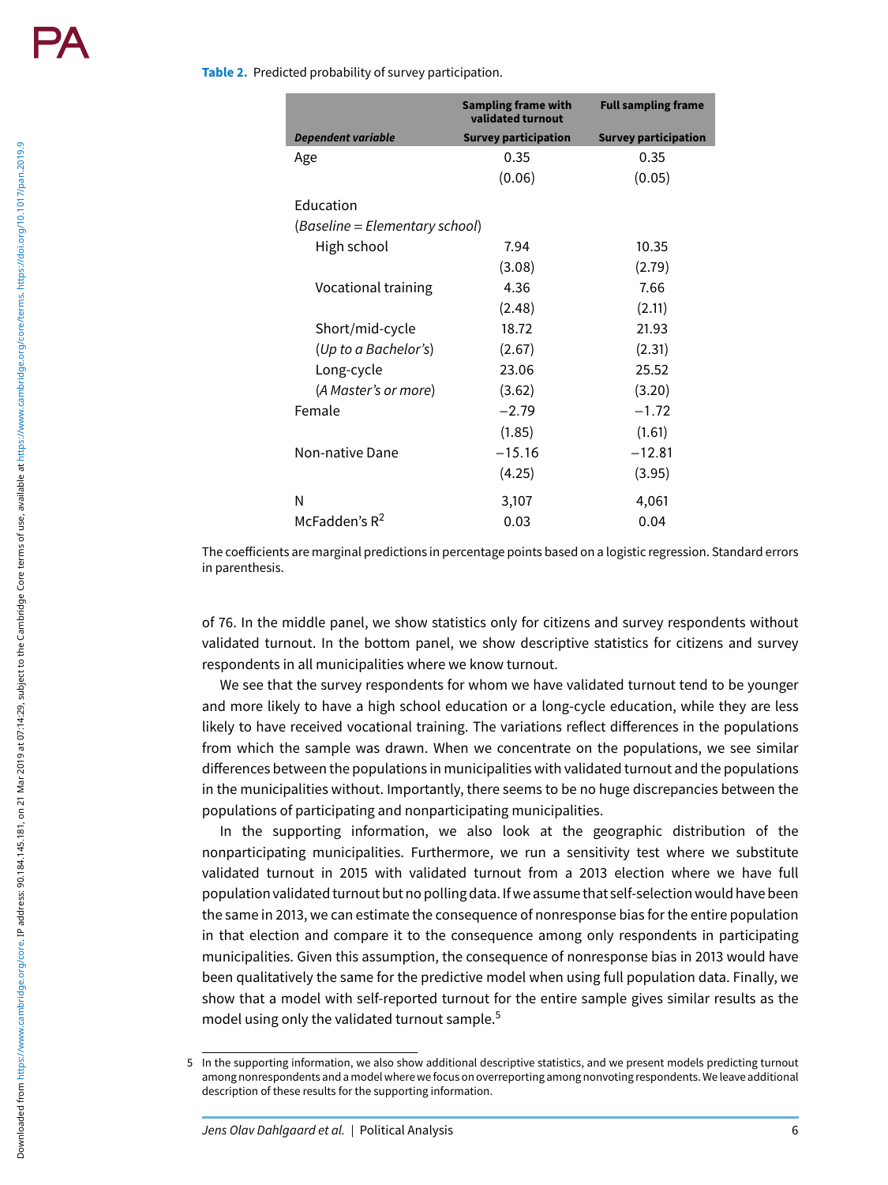**Table 2.** Predicted probability of survey participation.

| | Sampling frame with validated turnout | Full sampling frame |
|---|---|---|
| ***Dependent variable*** | **Survey participation** | **Survey participation** |
| Age | 0.35 | 0.35 |
| | (0.06) | (0.05) |
| Education | | |
| (*Baseline = Elementary school*) | | |
| High school | 7.94 | 10.35 |
| | (3.08) | (2.79) |
| Vocational training | 4.36 | 7.66 |
| | (2.48) | (2.11) |
| Short/mid-cycle | 18.72 | 21.93 |
| (*Up to a Bachelor's*) | (2.67) | (2.31) |
| Long-cycle | 23.06 | 25.52 |
| (*A Master's or more*) | (3.62) | (3.20) |
| Female | −2.79 | −1.72 |
| | (1.85) | (1.61) |
| Non-native Dane | −15.16 | −12.81 |
| | (4.25) | (3.95) |
| N | 3,107 | 4,061 |
| McFadden's $R^2$ | 0.03 | 0.04 |

The coefficients are marginal predictions in percentage points based on a logistic regression. Standard errors in parenthesis.

of 76. In the middle panel, we show statistics only for citizens and survey respondents without validated turnout. In the bottom panel, we show descriptive statistics for citizens and survey respondents in all municipalities where we know turnout.

We see that the survey respondents for whom we have validated turnout tend to be younger and more likely to have a high school education or a long-cycle education, while they are less likely to have received vocational training. The variations reflect differences in the populations from which the sample was drawn. When we concentrate on the populations, we see similar differences between the populations in municipalities with validated turnout and the populations in the municipalities without. Importantly, there seems to be no huge discrepancies between the populations of participating and nonparticipating municipalities.

In the supporting information, we also look at the geographic distribution of the nonparticipating municipalities. Furthermore, we run a sensitivity test where we substitute validated turnout in 2015 with validated turnout from a 2013 election where we have full population validated turnout but no polling data. If we assume that self-selection would have been the same in 2013, we can estimate the consequence of nonresponse bias for the entire population in that election and compare it to the consequence among only respondents in participating municipalities. Given this assumption, the consequence of nonresponse bias in 2013 would have been qualitatively the same for the predictive model when using full population data. Finally, we show that a model with self-reported turnout for the entire sample gives similar results as the model using only the validated turnout sample.[5]

---

[5] In the supporting information, we also show additional descriptive statistics, and we present models predicting turnout among nonrespondents and a model where we focus on overreporting among nonvoting respondents. We leave additional description of these results for the supporting information.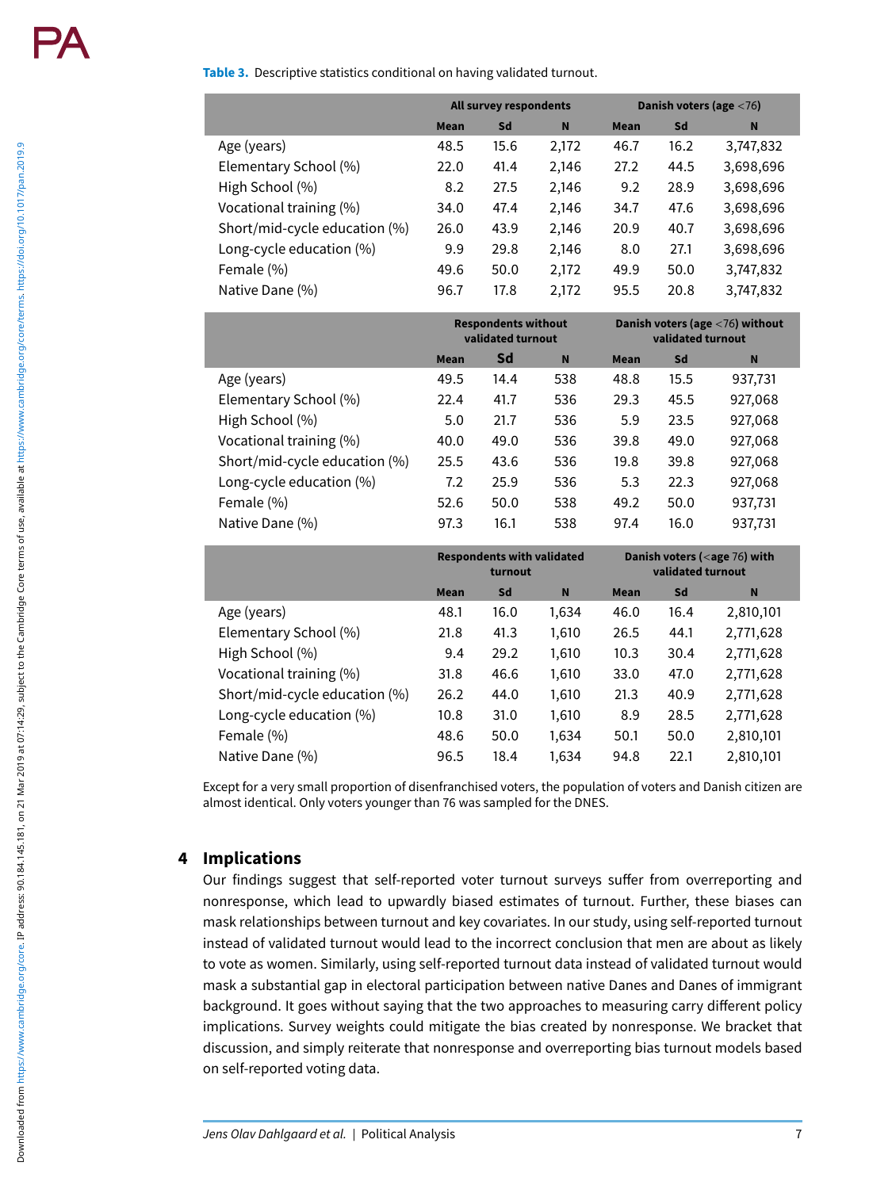**Table 3.** Descriptive statistics conditional on having validated turnout.

| | All survey respondents | | | Danish voters (age <76) | | |
|---|---|---|---|---|---|---|
| | Mean | Sd | N | Mean | Sd | N |
| Age (years) | 48.5 | 15.6 | 2,172 | 46.7 | 16.2 | 3,747,832 |
| Elementary School (%) | 22.0 | 41.4 | 2,146 | 27.2 | 44.5 | 3,698,696 |
| High School (%) | 8.2 | 27.5 | 2,146 | 9.2 | 28.9 | 3,698,696 |
| Vocational training (%) | 34.0 | 47.4 | 2,146 | 34.7 | 47.6 | 3,698,696 |
| Short/mid-cycle education (%) | 26.0 | 43.9 | 2,146 | 20.9 | 40.7 | 3,698,696 |
| Long-cycle education (%) | 9.9 | 29.8 | 2,146 | 8.0 | 27.1 | 3,698,696 |
| Female (%) | 49.6 | 50.0 | 2,172 | 49.9 | 50.0 | 3,747,832 |
| Native Dane (%) | 96.7 | 17.8 | 2,172 | 95.5 | 20.8 | 3,747,832 |
| | **Respondents without validated turnout** | | | **Danish voters (age <76) without validated turnout** | | |
| | Mean | Sd | N | Mean | Sd | N |
| Age (years) | 49.5 | 14.4 | 538 | 48.8 | 15.5 | 937,731 |
| Elementary School (%) | 22.4 | 41.7 | 536 | 29.3 | 45.5 | 927,068 |
| High School (%) | 5.0 | 21.7 | 536 | 5.9 | 23.5 | 927,068 |
| Vocational training (%) | 40.0 | 49.0 | 536 | 39.8 | 49.0 | 927,068 |
| Short/mid-cycle education (%) | 25.5 | 43.6 | 536 | 19.8 | 39.8 | 927,068 |
| Long-cycle education (%) | 7.2 | 25.9 | 536 | 5.3 | 22.3 | 927,068 |
| Female (%) | 52.6 | 50.0 | 538 | 49.2 | 50.0 | 937,731 |
| Native Dane (%) | 97.3 | 16.1 | 538 | 97.4 | 16.0 | 937,731 |
| | **Respondents with validated turnout** | | | **Danish voters (<age 76) with validated turnout** | | |
| | Mean | Sd | N | Mean | Sd | N |
| Age (years) | 48.1 | 16.0 | 1,634 | 46.0 | 16.4 | 2,810,101 |
| Elementary School (%) | 21.8 | 41.3 | 1,610 | 26.5 | 44.1 | 2,771,628 |
| High School (%) | 9.4 | 29.2 | 1,610 | 10.3 | 30.4 | 2,771,628 |
| Vocational training (%) | 31.8 | 46.6 | 1,610 | 33.0 | 47.0 | 2,771,628 |
| Short/mid-cycle education (%) | 26.2 | 44.0 | 1,610 | 21.3 | 40.9 | 2,771,628 |
| Long-cycle education (%) | 10.8 | 31.0 | 1,610 | 8.9 | 28.5 | 2,771,628 |
| Female (%) | 48.6 | 50.0 | 1,634 | 50.1 | 50.0 | 2,810,101 |
| Native Dane (%) | 96.5 | 18.4 | 1,634 | 94.8 | 22.1 | 2,810,101 |

Except for a very small proportion of disenfranchised voters, the population of voters and Danish citizen are almost identical. Only voters younger than 76 was sampled for the DNES.

## 4 Implications

Our findings suggest that self-reported voter turnout surveys suffer from overreporting and nonresponse, which lead to upwardly biased estimates of turnout. Further, these biases can mask relationships between turnout and key covariates. In our study, using self-reported turnout instead of validated turnout would lead to the incorrect conclusion that men are about as likely to vote as women. Similarly, using self-reported turnout data instead of validated turnout would mask a substantial gap in electoral participation between native Danes and Danes of immigrant background. It goes without saying that the two approaches to measuring carry different policy implications. Survey weights could mitigate the bias created by nonresponse. We bracket that discussion, and simply reiterate that nonresponse and overreporting bias turnout models based on self-reported voting data.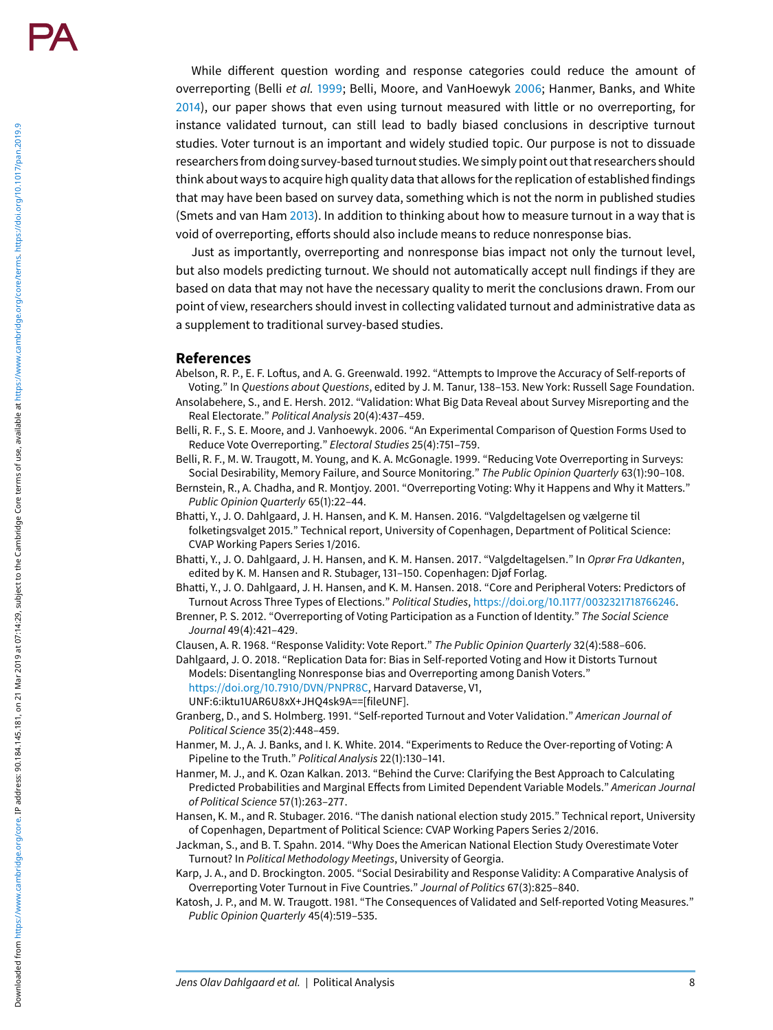While different question wording and response categories could reduce the amount of overreporting (Belli *et al.* 1999; Belli, Moore, and VanHoewyk 2006; Hanmer, Banks, and White 2014), our paper shows that even using turnout measured with little or no overreporting, for instance validated turnout, can still lead to badly biased conclusions in descriptive turnout studies. Voter turnout is an important and widely studied topic. Our purpose is not to dissuade researchers from doing survey-based turnout studies. We simply point out that researchers should think about ways to acquire high quality data that allows for the replication of established findings that may have been based on survey data, something which is not the norm in published studies (Smets and van Ham 2013). In addition to thinking about how to measure turnout in a way that is void of overreporting, efforts should also include means to reduce nonresponse bias.

Just as importantly, overreporting and nonresponse bias impact not only the turnout level, but also models predicting turnout. We should not automatically accept null findings if they are based on data that may not have the necessary quality to merit the conclusions drawn. From our point of view, researchers should invest in collecting validated turnout and administrative data as a supplement to traditional survey-based studies.

## References

Abelson, R. P., E. F. Loftus, and A. G. Greenwald. 1992. "Attempts to Improve the Accuracy of Self-reports of Voting." In *Questions about Questions*, edited by J. M. Tanur, 138–153. New York: Russell Sage Foundation.

Ansolabehere, S., and E. Hersh. 2012. "Validation: What Big Data Reveal about Survey Misreporting and the Real Electorate." *Political Analysis* 20(4):437–459.

Belli, R. F., S. E. Moore, and J. Vanhoewyk. 2006. "An Experimental Comparison of Question Forms Used to Reduce Vote Overreporting." *Electoral Studies* 25(4):751–759.

Belli, R. F., M. W. Traugott, M. Young, and K. A. McGonagle. 1999. "Reducing Vote Overreporting in Surveys: Social Desirability, Memory Failure, and Source Monitoring." *The Public Opinion Quarterly* 63(1):90–108.

Bernstein, R., A. Chadha, and R. Montjoy. 2001. "Overreporting Voting: Why it Happens and Why it Matters." *Public Opinion Quarterly* 65(1):22–44.

Bhatti, Y., J. O. Dahlgaard, J. H. Hansen, and K. M. Hansen. 2016. "Valgdeltagelsen og vælgerne til folketingsvalget 2015." Technical report, University of Copenhagen, Department of Political Science: CVAP Working Papers Series 1/2016.

Bhatti, Y., J. O. Dahlgaard, J. H. Hansen, and K. M. Hansen. 2017. "Valgdeltagelsen." In *Oprør Fra Udkanten*, edited by K. M. Hansen and R. Stubager, 131–150. Copenhagen: Djøf Forlag.

Bhatti, Y., J. O. Dahlgaard, J. H. Hansen, and K. M. Hansen. 2018. "Core and Peripheral Voters: Predictors of Turnout Across Three Types of Elections." *Political Studies*, https://doi.org/10.1177/0032321718766246.

Brenner, P. S. 2012. "Overreporting of Voting Participation as a Function of Identity." *The Social Science Journal* 49(4):421–429.

Clausen, A. R. 1968. "Response Validity: Vote Report." *The Public Opinion Quarterly* 32(4):588–606.

Dahlgaard, J. O. 2018. "Replication Data for: Bias in Self-reported Voting and How it Distorts Turnout Models: Disentangling Nonresponse bias and Overreporting among Danish Voters." https://doi.org/10.7910/DVN/PNPR8C, Harvard Dataverse, V1, UNF:6:iktu1UAR6U8xX+JHQ4sk9A==[fileUNF].

Granberg, D., and S. Holmberg. 1991. "Self-reported Turnout and Voter Validation." *American Journal of Political Science* 35(2):448–459.

Hanmer, M. J., A. J. Banks, and I. K. White. 2014. "Experiments to Reduce the Over-reporting of Voting: A Pipeline to the Truth." *Political Analysis* 22(1):130–141.

Hanmer, M. J., and K. Ozan Kalkan. 2013. "Behind the Curve: Clarifying the Best Approach to Calculating Predicted Probabilities and Marginal Effects from Limited Dependent Variable Models." *American Journal of Political Science* 57(1):263–277.

Hansen, K. M., and R. Stubager. 2016. "The danish national election study 2015." Technical report, University of Copenhagen, Department of Political Science: CVAP Working Papers Series 2/2016.

Jackman, S., and B. T. Spahn. 2014. "Why Does the American National Election Study Overestimate Voter Turnout? In *Political Methodology Meetings*, University of Georgia.

Karp, J. A., and D. Brockington. 2005. "Social Desirability and Response Validity: A Comparative Analysis of Overreporting Voter Turnout in Five Countries." *Journal of Politics* 67(3):825–840.

Katosh, J. P., and M. W. Traugott. 1981. "The Consequences of Validated and Self-reported Voting Measures." *Public Opinion Quarterly* 45(4):519–535.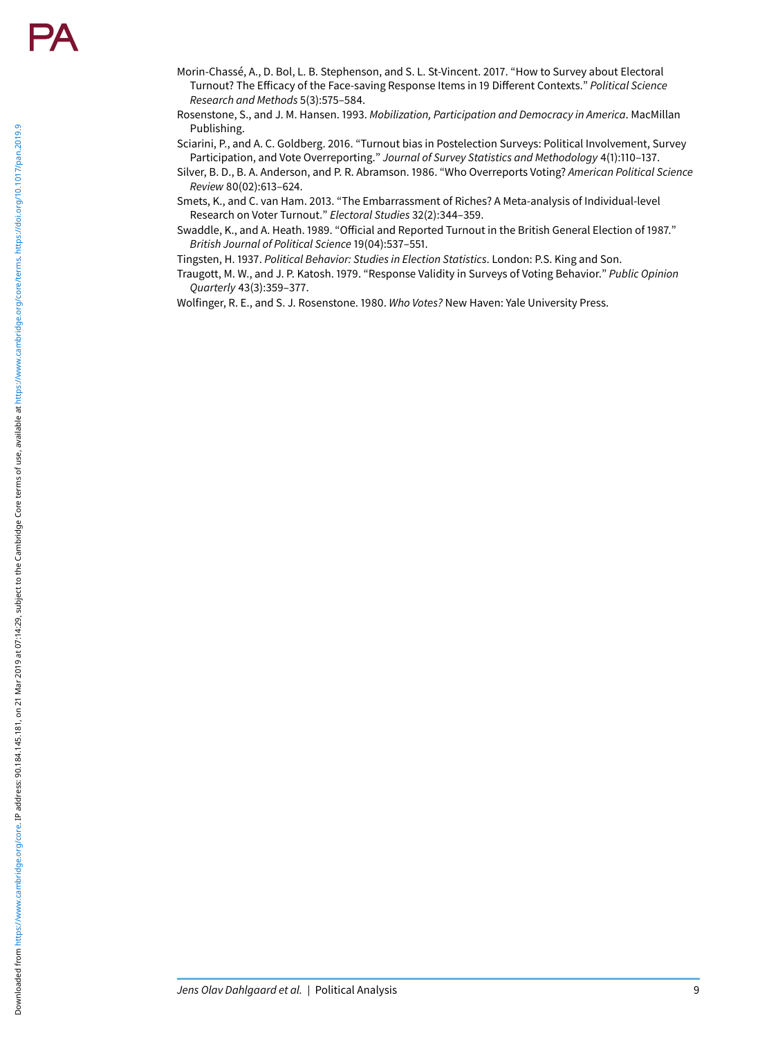Morin-Chassé, A., D. Bol, L. B. Stephenson, and S. L. St-Vincent. 2017. "How to Survey about Electoral Turnout? The Efficacy of the Face-saving Response Items in 19 Different Contexts." *Political Science Research and Methods* 5(3):575–584.

Rosenstone, S., and J. M. Hansen. 1993. *Mobilization, Participation and Democracy in America*. MacMillan Publishing.

Sciarini, P., and A. C. Goldberg. 2016. "Turnout bias in Postelection Surveys: Political Involvement, Survey Participation, and Vote Overreporting." *Journal of Survey Statistics and Methodology* 4(1):110–137.

Silver, B. D., B. A. Anderson, and P. R. Abramson. 1986. "Who Overreports Voting? *American Political Science Review* 80(02):613–624.

Smets, K., and C. van Ham. 2013. "The Embarrassment of Riches? A Meta-analysis of Individual-level Research on Voter Turnout." *Electoral Studies* 32(2):344–359.

Swaddle, K., and A. Heath. 1989. "Official and Reported Turnout in the British General Election of 1987." *British Journal of Political Science* 19(04):537–551.

Tingsten, H. 1937. *Political Behavior: Studies in Election Statistics*. London: P.S. King and Son.

Traugott, M. W., and J. P. Katosh. 1979. "Response Validity in Surveys of Voting Behavior." *Public Opinion Quarterly* 43(3):359–377.

Wolfinger, R. E., and S. J. Rosenstone. 1980. *Who Votes?* New Haven: Yale University Press.